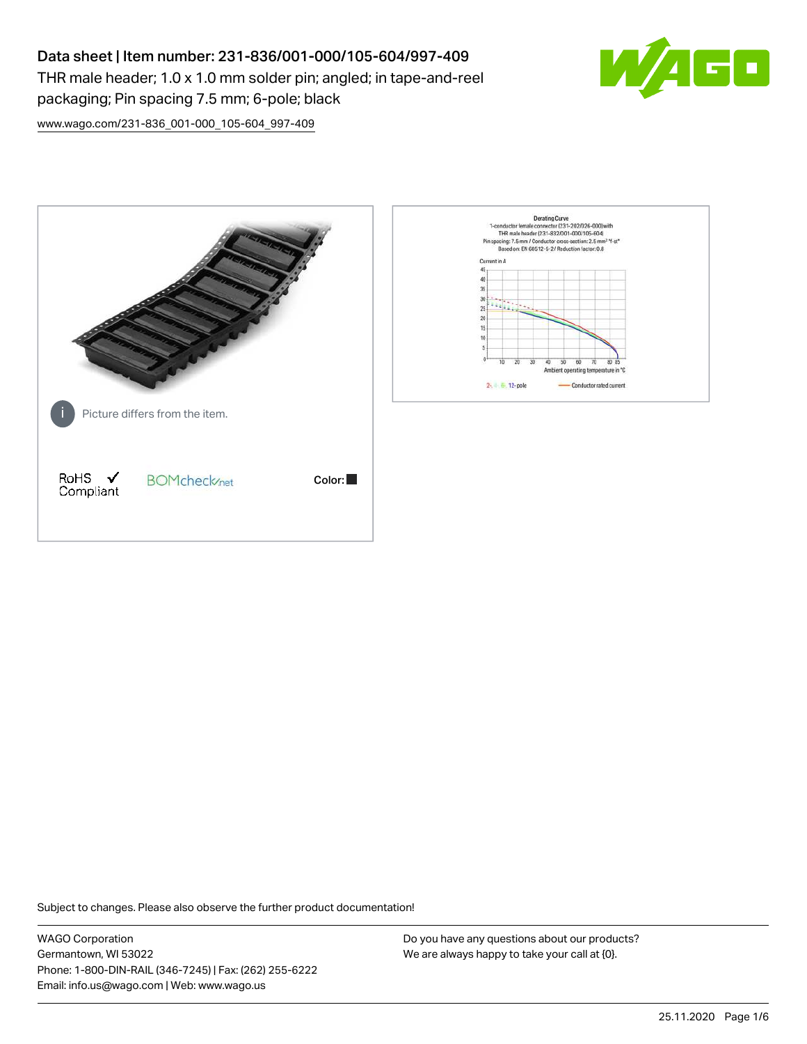# Data sheet | Item number: 231-836/001-000/105-604/997-409

THR male header; 1.0 x 1.0 mm solder pin; angled; in tape-and-reel packaging; Pin spacing 7.5 mm; 6-pole; black

www.wago.com/231-836_001-000_105-604_997-409

Picture differs from the item.

RoHS Compliant ✓

BOMcheck.net

Color: ■

Derating Curve
1-conductor female connector (231-202/026-000) with THR male header (231-832/001-000/105-604)
Pin spacing: 7.5 mm / Conductor cross-section: 2.5 mm² "f-st"
Based on: EN 60512-5-2 / Reduction factor: 0.8

Current in A

Ambient operating temperature in °C

2-, 4-, 6-, 12-pole — Conductor rated current

Subject to changes. Please also observe the further product documentation!

WAGO Corporation
Germantown, WI 53022
Phone: 1-800-DIN-RAIL (346-7245) | Fax: (262) 255-6222
Email: info.us@wago.com | Web: www.wago.us

Do you have any questions about our products?
We are always happy to take your call at {0}.

25.11.2020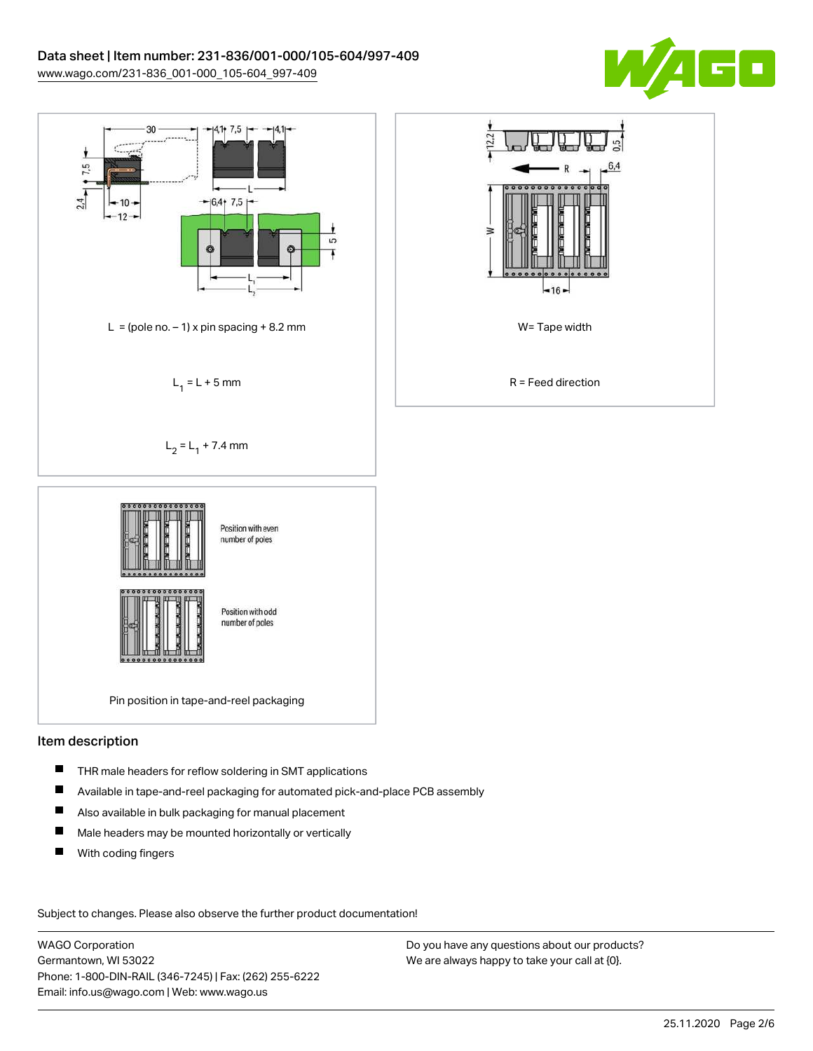L = (pole no. – 1) x pin spacing + 8.2 mm

$L_1$ = L + 5 mm

$L_2$ = $L_1$ + 7.4 mm

W= Tape width

R = Feed direction

Position with even number of poles

Position with odd number of poles

Pin position in tape-and-reel packaging

## Item description

- THR male headers for reflow soldering in SMT applications
- Available in tape-and-reel packaging for automated pick-and-place PCB assembly
- Also available in bulk packaging for manual placement
- Male headers may be mounted horizontally or vertically
- With coding fingers

Subject to changes. Please also observe the further product documentation!

WAGO Corporation
Germantown, WI 53022
Phone: 1-800-DIN-RAIL (346-7245) | Fax: (262) 255-6222
Email: info.us@wago.com | Web: www.wago.us

Do you have any questions about our products?
We are always happy to take your call at {0}.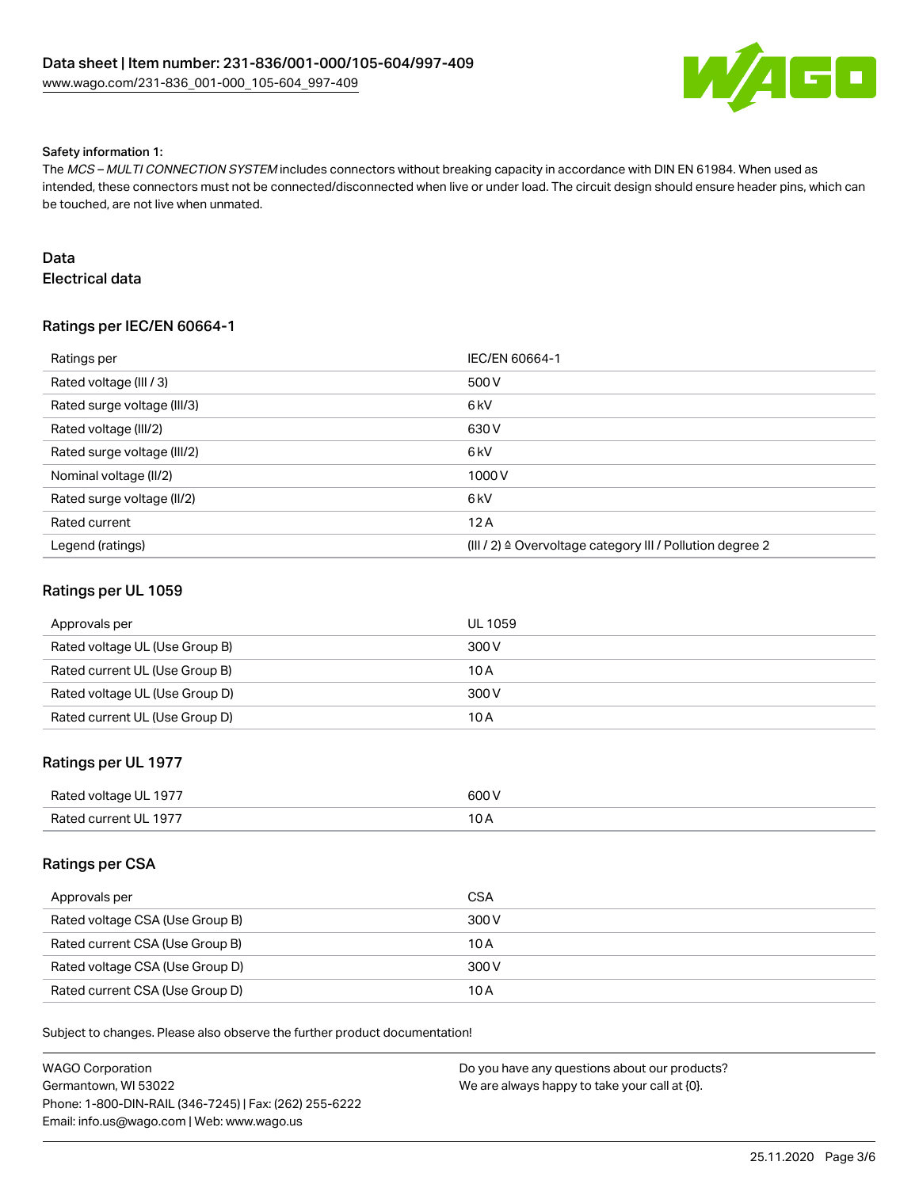#### Safety information 1:

The *MCS – MULTI CONNECTION SYSTEM* includes connectors without breaking capacity in accordance with DIN EN 61984. When used as intended, these connectors must not be connected/disconnected when live or under load. The circuit design should ensure header pins, which can be touched, are not live when unmated.

## Data

### Electrical data

#### Ratings per IEC/EN 60664-1

| Ratings per | IEC/EN 60664-1 |
| --- | --- |
| Rated voltage (III / 3) | 500 V |
| Rated surge voltage (III/3) | 6 kV |
| Rated voltage (III/2) | 630 V |
| Rated surge voltage (III/2) | 6 kV |
| Nominal voltage (II/2) | 1000 V |
| Rated surge voltage (II/2) | 6 kV |
| Rated current | 12 A |
| Legend (ratings) | (III / 2) ≙ Overvoltage category III / Pollution degree 2 |

#### Ratings per UL 1059

| Approvals per | UL 1059 |
| --- | --- |
| Rated voltage UL (Use Group B) | 300 V |
| Rated current UL (Use Group B) | 10 A |
| Rated voltage UL (Use Group D) | 300 V |
| Rated current UL (Use Group D) | 10 A |

#### Ratings per UL 1977

| Rated voltage UL 1977 | 600 V |
| --- | --- |
| Rated current UL 1977 | 10 A |

#### Ratings per CSA

| Approvals per | CSA |
| --- | --- |
| Rated voltage CSA (Use Group B) | 300 V |
| Rated current CSA (Use Group B) | 10 A |
| Rated voltage CSA (Use Group D) | 300 V |
| Rated current CSA (Use Group D) | 10 A |

Subject to changes. Please also observe the further product documentation!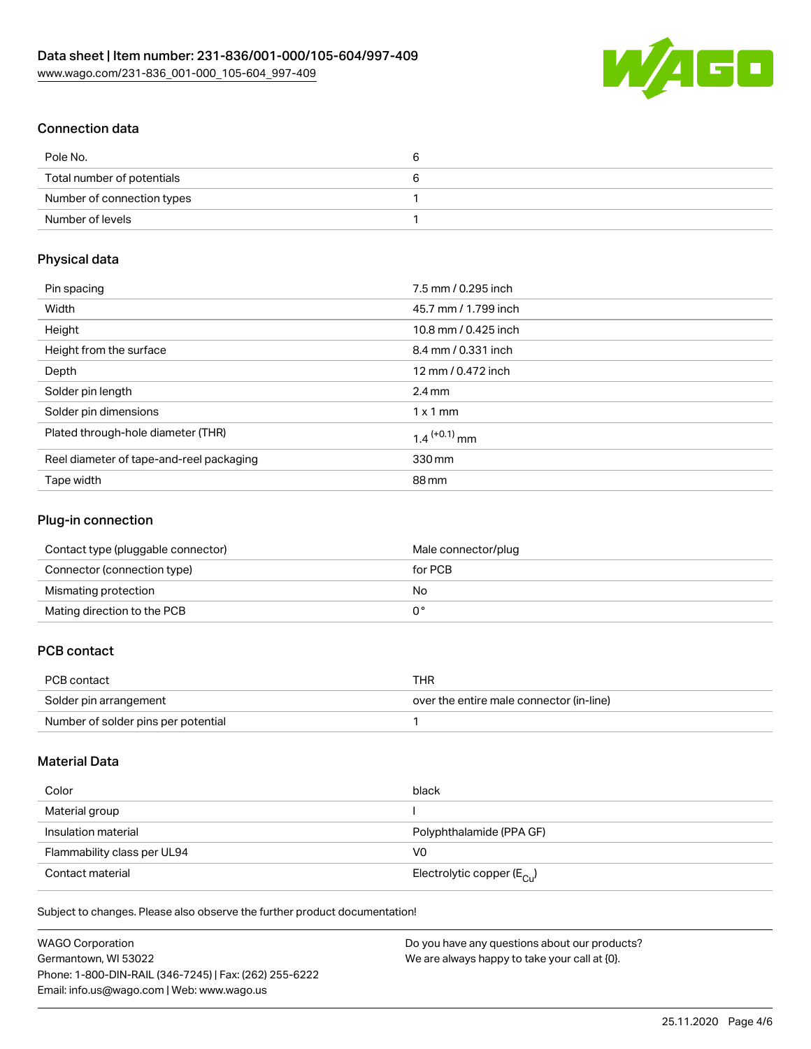### Connection data

| Pole No. | 6 |
| --- | --- |
| Total number of potentials | 6 |
| Number of connection types | 1 |
| Number of levels | 1 |

### Physical data

| Pin spacing | 7.5 mm / 0.295 inch |
| --- | --- |
| Width | 45.7 mm / 1.799 inch |
| Height | 10.8 mm / 0.425 inch |
| Height from the surface | 8.4 mm / 0.331 inch |
| Depth | 12 mm / 0.472 inch |
| Solder pin length | 2.4 mm |
| Solder pin dimensions | 1 x 1 mm |
| Plated through-hole diameter (THR) | $1.4^{(+0.1)}$ mm |
| Reel diameter of tape-and-reel packaging | 330 mm |
| Tape width | 88 mm |

### Plug-in connection

| Contact type (pluggable connector) | Male connector/plug |
| --- | --- |
| Connector (connection type) | for PCB |
| Mismating protection | No |
| Mating direction to the PCB | 0 ° |

### PCB contact

| PCB contact | THR |
| --- | --- |
| Solder pin arrangement | over the entire male connector (in-line) |
| Number of solder pins per potential | 1 |

### Material Data

| Color | black |
| --- | --- |
| Material group | I |
| Insulation material | Polyphthalamide (PPA GF) |
| Flammability class per UL94 | V0 |
| Contact material | Electrolytic copper ($E_{Cu}$) |

Subject to changes. Please also observe the further product documentation!

WAGO Corporation
Germantown, WI 53022
Phone: 1-800-DIN-RAIL (346-7245) | Fax: (262) 255-6222
Email: info.us@wago.com | Web: www.wago.us

Do you have any questions about our products?
We are always happy to take your call at {0}.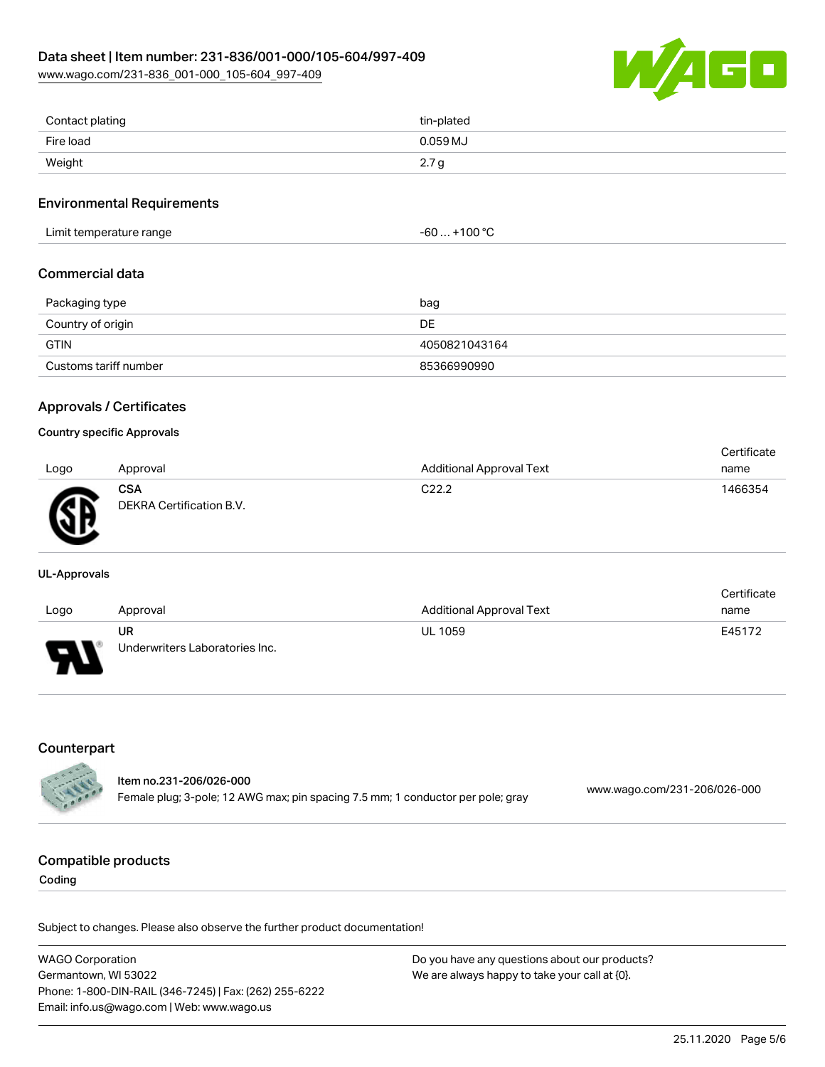| Contact plating | tin-plated |
| --- | --- |
| Fire load | 0.059 MJ |
| Weight | 2.7 g |

## Environmental Requirements

| Limit temperature range | -60 … +100 °C |
| --- | --- |

## Commercial data

| Packaging type | bag |
| --- | --- |
| Country of origin | DE |
| GTIN | 4050821043164 |
| Customs tariff number | 85366990990 |

## Approvals / Certificates

### Country specific Approvals

| Logo | Approval | Additional Approval Text | Certificate name |
| --- | --- | --- | --- |
| | **CSA** DEKRA Certification B.V. | C22.2 | 1466354 |

### UL-Approvals

| Logo | Approval | Additional Approval Text | Certificate name |
| --- | --- | --- | --- |
| | **UR** Underwriters Laboratories Inc. | UL 1059 | E45172 |

## Counterpart

| Item no.231-206/026-000 Female plug; 3-pole; 12 AWG max; pin spacing 7.5 mm; 1 conductor per pole; gray | www.wago.com/231-206/026-000 |
| --- | --- |

## Compatible products

### Coding

Subject to changes. Please also observe the further product documentation!

WAGO Corporation
Germantown, WI 53022
Phone: 1-800-DIN-RAIL (346-7245) | Fax: (262) 255-6222
Email: info.us@wago.com | Web: www.wago.us

Do you have any questions about our products?
We are always happy to take your call at {0}.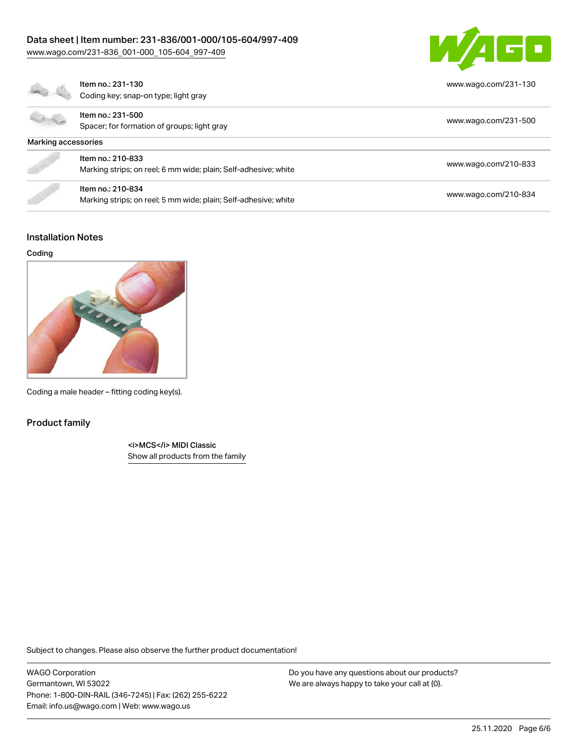| | | |
|---|---|---|
| | Item no.: 231-130<br>Coding key; snap-on type; light gray | www.wago.com/231-130 |
| | Item no.: 231-500<br>Spacer; for formation of groups; light gray | www.wago.com/231-500 |
| Marking accessories | | |
| | Item no.: 210-833<br>Marking strips; on reel; 6 mm wide; plain; Self-adhesive; white | www.wago.com/210-833 |
| | Item no.: 210-834<br>Marking strips; on reel; 5 mm wide; plain; Self-adhesive; white | www.wago.com/210-834 |

## Installation Notes

### Coding

Coding a male header – fitting coding key(s).

## Product family

<i>MCS</i> MIDI Classic
Show all products from the family

Subject to changes. Please also observe the further product documentation!

WAGO Corporation
Germantown, WI 53022
Phone: 1-800-DIN-RAIL (346-7245) | Fax: (262) 255-6222
Email: info.us@wago.com | Web: www.wago.us

Do you have any questions about our products?
We are always happy to take your call at {0}.